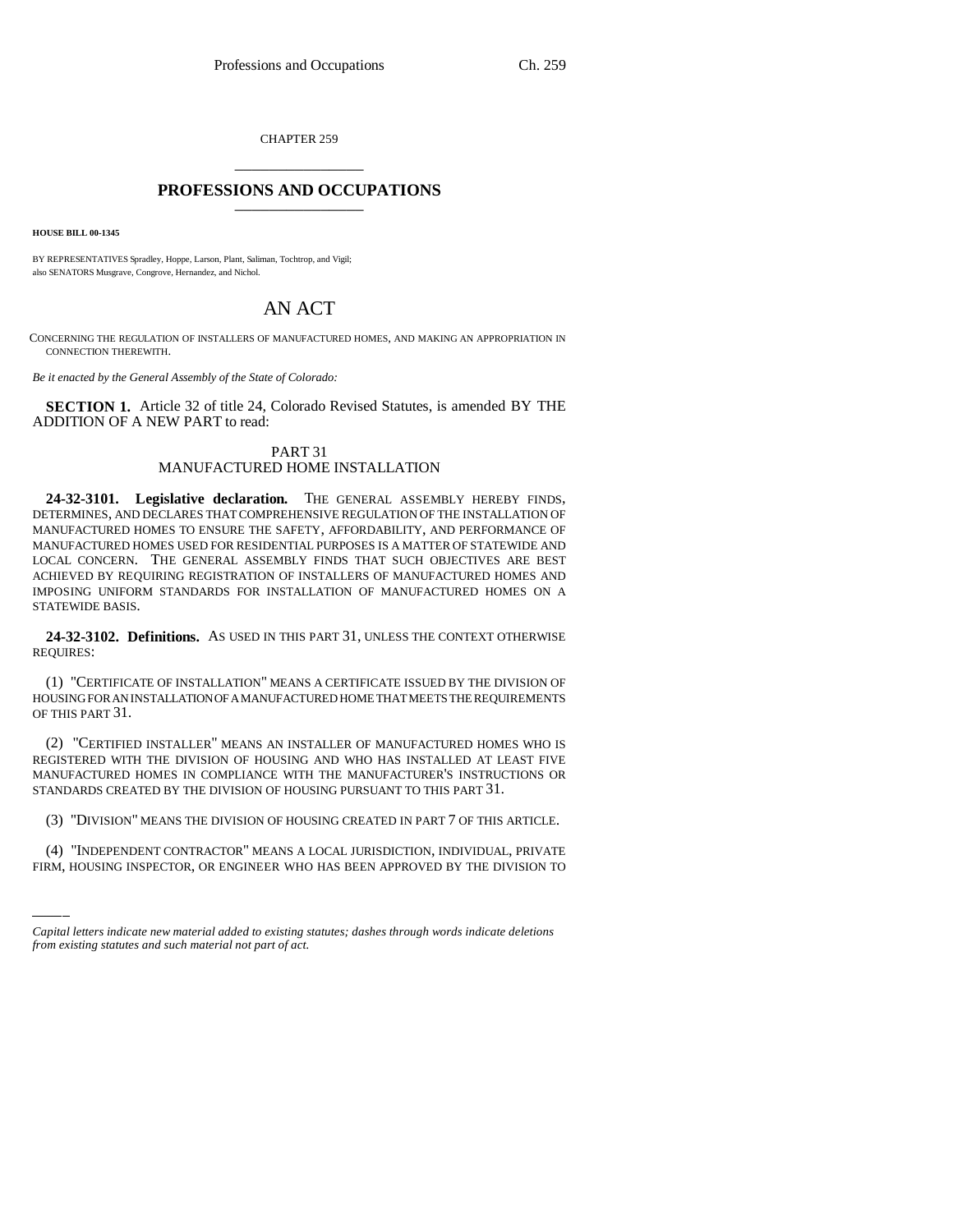CHAPTER 259

# PROFESSIONS AND OCCUPATIONS

**HOUSE BILL 00-1345**

BY REPRESENTATIVES Spradley, Hoppe, Larson, Plant, Saliman, Tochtrop, and Vigil; also SENATORS Musgrave, Congrove, Hernandez, and Nichol.

## AN ACT

CONCERNING THE REGULATION OF INSTALLERS OF MANUFACTURED HOMES, AND MAKING AN APPROPRIATION IN CONNECTION THEREWITH.

*Be it enacted by the General Assembly of the State of Colorado:*

**SECTION 1.** Article 32 of title 24, Colorado Revised Statutes, is amended BY THE ADDITION OF A NEW PART to read:

PART 31
MANUFACTURED HOME INSTALLATION

**24-32-3101. Legislative declaration.** THE GENERAL ASSEMBLY HEREBY FINDS, DETERMINES, AND DECLARES THAT COMPREHENSIVE REGULATION OF THE INSTALLATION OF MANUFACTURED HOMES TO ENSURE THE SAFETY, AFFORDABILITY, AND PERFORMANCE OF MANUFACTURED HOMES USED FOR RESIDENTIAL PURPOSES IS A MATTER OF STATEWIDE AND LOCAL CONCERN. THE GENERAL ASSEMBLY FINDS THAT SUCH OBJECTIVES ARE BEST ACHIEVED BY REQUIRING REGISTRATION OF INSTALLERS OF MANUFACTURED HOMES AND IMPOSING UNIFORM STANDARDS FOR INSTALLATION OF MANUFACTURED HOMES ON A STATEWIDE BASIS.

**24-32-3102. Definitions.** AS USED IN THIS PART 31, UNLESS THE CONTEXT OTHERWISE REQUIRES:

(1) "CERTIFICATE OF INSTALLATION" MEANS A CERTIFICATE ISSUED BY THE DIVISION OF HOUSING FOR AN INSTALLATION OF A MANUFACTURED HOME THAT MEETS THE REQUIREMENTS OF THIS PART 31.

(2) "CERTIFIED INSTALLER" MEANS AN INSTALLER OF MANUFACTURED HOMES WHO IS REGISTERED WITH THE DIVISION OF HOUSING AND WHO HAS INSTALLED AT LEAST FIVE MANUFACTURED HOMES IN COMPLIANCE WITH THE MANUFACTURER'S INSTRUCTIONS OR STANDARDS CREATED BY THE DIVISION OF HOUSING PURSUANT TO THIS PART 31.

(3) "DIVISION" MEANS THE DIVISION OF HOUSING CREATED IN PART 7 OF THIS ARTICLE.

(4) "INDEPENDENT CONTRACTOR" MEANS A LOCAL JURISDICTION, INDIVIDUAL, PRIVATE FIRM, HOUSING INSPECTOR, OR ENGINEER WHO HAS BEEN APPROVED BY THE DIVISION TO

---

*Capital letters indicate new material added to existing statutes; dashes through words indicate deletions from existing statutes and such material not part of act.*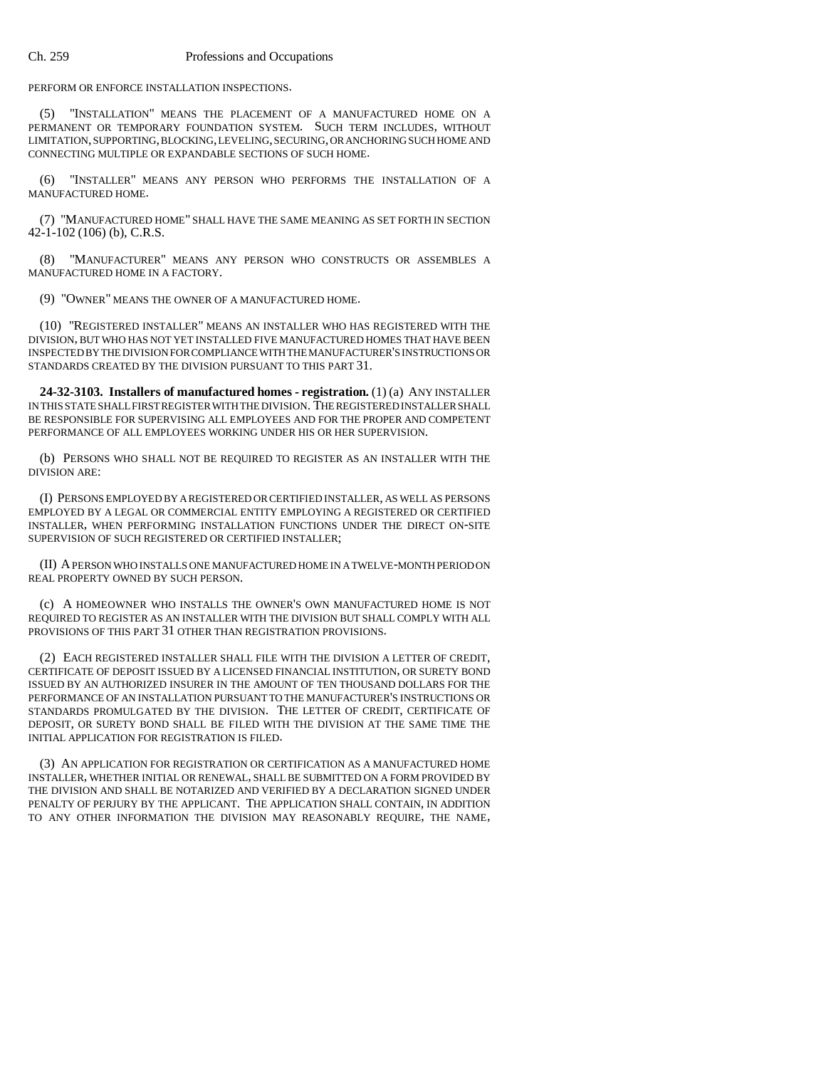PERFORM OR ENFORCE INSTALLATION INSPECTIONS.

(5) "INSTALLATION" MEANS THE PLACEMENT OF A MANUFACTURED HOME ON A PERMANENT OR TEMPORARY FOUNDATION SYSTEM. SUCH TERM INCLUDES, WITHOUT LIMITATION, SUPPORTING, BLOCKING, LEVELING, SECURING, OR ANCHORING SUCH HOME AND CONNECTING MULTIPLE OR EXPANDABLE SECTIONS OF SUCH HOME.

(6) "INSTALLER" MEANS ANY PERSON WHO PERFORMS THE INSTALLATION OF A MANUFACTURED HOME.

(7) "MANUFACTURED HOME" SHALL HAVE THE SAME MEANING AS SET FORTH IN SECTION 42-1-102 (106) (b), C.R.S.

(8) "MANUFACTURER" MEANS ANY PERSON WHO CONSTRUCTS OR ASSEMBLES A MANUFACTURED HOME IN A FACTORY.

(9) "OWNER" MEANS THE OWNER OF A MANUFACTURED HOME.

(10) "REGISTERED INSTALLER" MEANS AN INSTALLER WHO HAS REGISTERED WITH THE DIVISION, BUT WHO HAS NOT YET INSTALLED FIVE MANUFACTURED HOMES THAT HAVE BEEN INSPECTED BY THE DIVISION FOR COMPLIANCE WITH THE MANUFACTURER'S INSTRUCTIONS OR STANDARDS CREATED BY THE DIVISION PURSUANT TO THIS PART 31.

**24-32-3103. Installers of manufactured homes - registration.** (1) (a) ANY INSTALLER IN THIS STATE SHALL FIRST REGISTER WITH THE DIVISION. THE REGISTERED INSTALLER SHALL BE RESPONSIBLE FOR SUPERVISING ALL EMPLOYEES AND FOR THE PROPER AND COMPETENT PERFORMANCE OF ALL EMPLOYEES WORKING UNDER HIS OR HER SUPERVISION.

(b) PERSONS WHO SHALL NOT BE REQUIRED TO REGISTER AS AN INSTALLER WITH THE DIVISION ARE:

(I) PERSONS EMPLOYED BY A REGISTERED OR CERTIFIED INSTALLER, AS WELL AS PERSONS EMPLOYED BY A LEGAL OR COMMERCIAL ENTITY EMPLOYING A REGISTERED OR CERTIFIED INSTALLER, WHEN PERFORMING INSTALLATION FUNCTIONS UNDER THE DIRECT ON-SITE SUPERVISION OF SUCH REGISTERED OR CERTIFIED INSTALLER;

(II) A PERSON WHO INSTALLS ONE MANUFACTURED HOME IN A TWELVE-MONTH PERIOD ON REAL PROPERTY OWNED BY SUCH PERSON.

(c) A HOMEOWNER WHO INSTALLS THE OWNER'S OWN MANUFACTURED HOME IS NOT REQUIRED TO REGISTER AS AN INSTALLER WITH THE DIVISION BUT SHALL COMPLY WITH ALL PROVISIONS OF THIS PART 31 OTHER THAN REGISTRATION PROVISIONS.

(2) EACH REGISTERED INSTALLER SHALL FILE WITH THE DIVISION A LETTER OF CREDIT, CERTIFICATE OF DEPOSIT ISSUED BY A LICENSED FINANCIAL INSTITUTION, OR SURETY BOND ISSUED BY AN AUTHORIZED INSURER IN THE AMOUNT OF TEN THOUSAND DOLLARS FOR THE PERFORMANCE OF AN INSTALLATION PURSUANT TO THE MANUFACTURER'S INSTRUCTIONS OR STANDARDS PROMULGATED BY THE DIVISION. THE LETTER OF CREDIT, CERTIFICATE OF DEPOSIT, OR SURETY BOND SHALL BE FILED WITH THE DIVISION AT THE SAME TIME THE INITIAL APPLICATION FOR REGISTRATION IS FILED.

(3) AN APPLICATION FOR REGISTRATION OR CERTIFICATION AS A MANUFACTURED HOME INSTALLER, WHETHER INITIAL OR RENEWAL, SHALL BE SUBMITTED ON A FORM PROVIDED BY THE DIVISION AND SHALL BE NOTARIZED AND VERIFIED BY A DECLARATION SIGNED UNDER PENALTY OF PERJURY BY THE APPLICANT. THE APPLICATION SHALL CONTAIN, IN ADDITION TO ANY OTHER INFORMATION THE DIVISION MAY REASONABLY REQUIRE, THE NAME,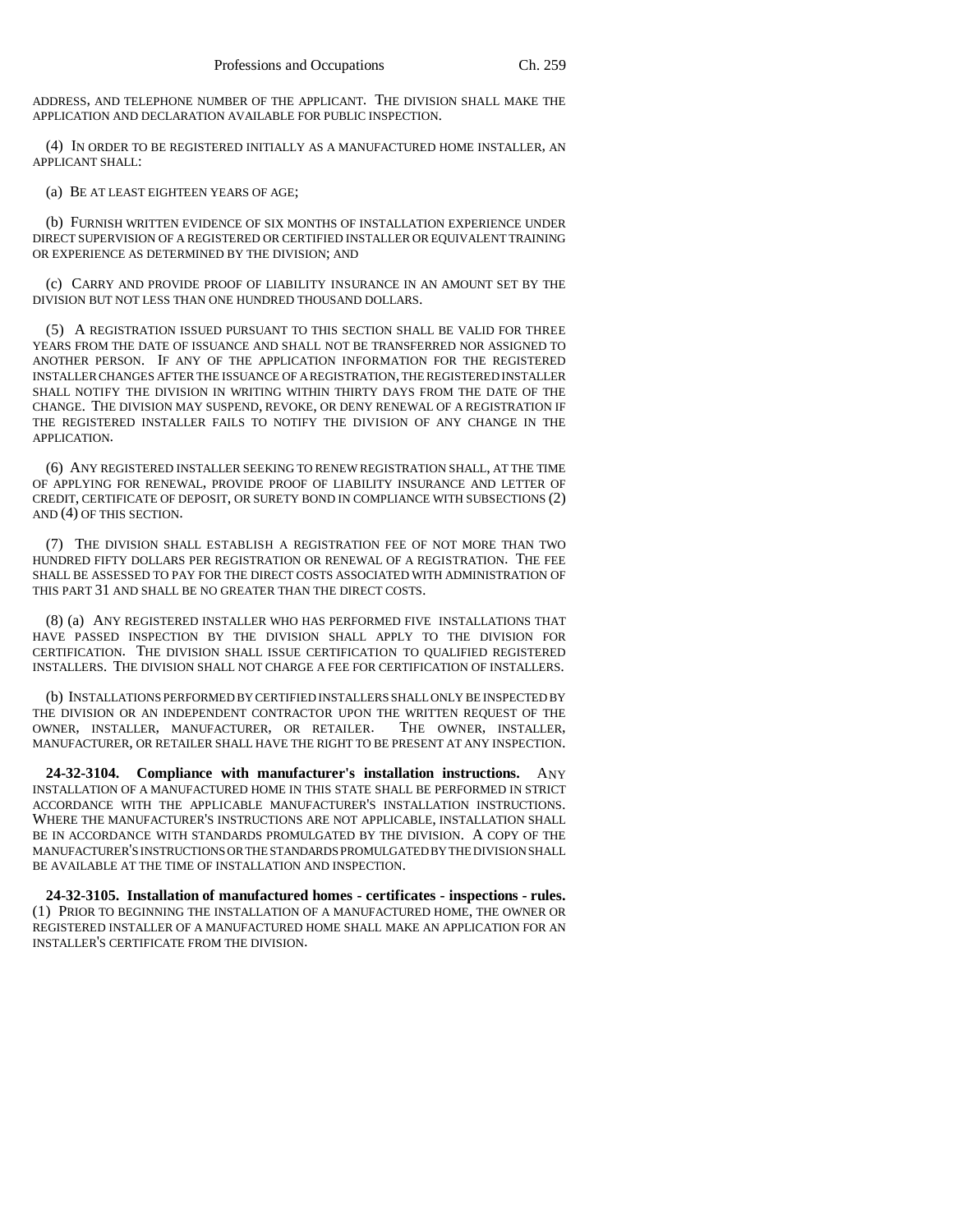ADDRESS, AND TELEPHONE NUMBER OF THE APPLICANT. THE DIVISION SHALL MAKE THE APPLICATION AND DECLARATION AVAILABLE FOR PUBLIC INSPECTION.

(4) IN ORDER TO BE REGISTERED INITIALLY AS A MANUFACTURED HOME INSTALLER, AN APPLICANT SHALL:

(a) BE AT LEAST EIGHTEEN YEARS OF AGE;

(b) FURNISH WRITTEN EVIDENCE OF SIX MONTHS OF INSTALLATION EXPERIENCE UNDER DIRECT SUPERVISION OF A REGISTERED OR CERTIFIED INSTALLER OR EQUIVALENT TRAINING OR EXPERIENCE AS DETERMINED BY THE DIVISION; AND

(c) CARRY AND PROVIDE PROOF OF LIABILITY INSURANCE IN AN AMOUNT SET BY THE DIVISION BUT NOT LESS THAN ONE HUNDRED THOUSAND DOLLARS.

(5) A REGISTRATION ISSUED PURSUANT TO THIS SECTION SHALL BE VALID FOR THREE YEARS FROM THE DATE OF ISSUANCE AND SHALL NOT BE TRANSFERRED NOR ASSIGNED TO ANOTHER PERSON. IF ANY OF THE APPLICATION INFORMATION FOR THE REGISTERED INSTALLER CHANGES AFTER THE ISSUANCE OF A REGISTRATION, THE REGISTERED INSTALLER SHALL NOTIFY THE DIVISION IN WRITING WITHIN THIRTY DAYS FROM THE DATE OF THE CHANGE. THE DIVISION MAY SUSPEND, REVOKE, OR DENY RENEWAL OF A REGISTRATION IF THE REGISTERED INSTALLER FAILS TO NOTIFY THE DIVISION OF ANY CHANGE IN THE APPLICATION.

(6) ANY REGISTERED INSTALLER SEEKING TO RENEW REGISTRATION SHALL, AT THE TIME OF APPLYING FOR RENEWAL, PROVIDE PROOF OF LIABILITY INSURANCE AND LETTER OF CREDIT, CERTIFICATE OF DEPOSIT, OR SURETY BOND IN COMPLIANCE WITH SUBSECTIONS (2) AND (4) OF THIS SECTION.

(7) THE DIVISION SHALL ESTABLISH A REGISTRATION FEE OF NOT MORE THAN TWO HUNDRED FIFTY DOLLARS PER REGISTRATION OR RENEWAL OF A REGISTRATION. THE FEE SHALL BE ASSESSED TO PAY FOR THE DIRECT COSTS ASSOCIATED WITH ADMINISTRATION OF THIS PART 31 AND SHALL BE NO GREATER THAN THE DIRECT COSTS.

(8) (a) ANY REGISTERED INSTALLER WHO HAS PERFORMED FIVE INSTALLATIONS THAT HAVE PASSED INSPECTION BY THE DIVISION SHALL APPLY TO THE DIVISION FOR CERTIFICATION. THE DIVISION SHALL ISSUE CERTIFICATION TO QUALIFIED REGISTERED INSTALLERS. THE DIVISION SHALL NOT CHARGE A FEE FOR CERTIFICATION OF INSTALLERS.

(b) INSTALLATIONS PERFORMED BY CERTIFIED INSTALLERS SHALL ONLY BE INSPECTED BY THE DIVISION OR AN INDEPENDENT CONTRACTOR UPON THE WRITTEN REQUEST OF THE OWNER, INSTALLER, MANUFACTURER, OR RETAILER. THE OWNER, INSTALLER, MANUFACTURER, OR RETAILER SHALL HAVE THE RIGHT TO BE PRESENT AT ANY INSPECTION.

**24-32-3104. Compliance with manufacturer's installation instructions.** ANY INSTALLATION OF A MANUFACTURED HOME IN THIS STATE SHALL BE PERFORMED IN STRICT ACCORDANCE WITH THE APPLICABLE MANUFACTURER'S INSTALLATION INSTRUCTIONS. WHERE THE MANUFACTURER'S INSTRUCTIONS ARE NOT APPLICABLE, INSTALLATION SHALL BE IN ACCORDANCE WITH STANDARDS PROMULGATED BY THE DIVISION. A COPY OF THE MANUFACTURER'S INSTRUCTIONS OR THE STANDARDS PROMULGATED BY THE DIVISION SHALL BE AVAILABLE AT THE TIME OF INSTALLATION AND INSPECTION.

**24-32-3105. Installation of manufactured homes - certificates - inspections - rules.** (1) PRIOR TO BEGINNING THE INSTALLATION OF A MANUFACTURED HOME, THE OWNER OR REGISTERED INSTALLER OF A MANUFACTURED HOME SHALL MAKE AN APPLICATION FOR AN INSTALLER'S CERTIFICATE FROM THE DIVISION.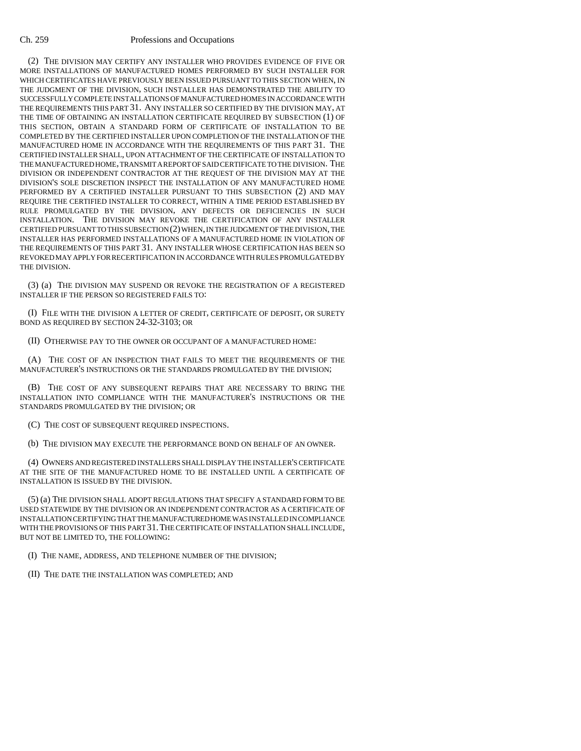(2) THE DIVISION MAY CERTIFY ANY INSTALLER WHO PROVIDES EVIDENCE OF FIVE OR MORE INSTALLATIONS OF MANUFACTURED HOMES PERFORMED BY SUCH INSTALLER FOR WHICH CERTIFICATES HAVE PREVIOUSLY BEEN ISSUED PURSUANT TO THIS SECTION WHEN, IN THE JUDGMENT OF THE DIVISION, SUCH INSTALLER HAS DEMONSTRATED THE ABILITY TO SUCCESSFULLY COMPLETE INSTALLATIONS OF MANUFACTURED HOMES IN ACCORDANCE WITH THE REQUIREMENTS THIS PART 31. ANY INSTALLER SO CERTIFIED BY THE DIVISION MAY, AT THE TIME OF OBTAINING AN INSTALLATION CERTIFICATE REQUIRED BY SUBSECTION (1) OF THIS SECTION, OBTAIN A STANDARD FORM OF CERTIFICATE OF INSTALLATION TO BE COMPLETED BY THE CERTIFIED INSTALLER UPON COMPLETION OF THE INSTALLATION OF THE MANUFACTURED HOME IN ACCORDANCE WITH THE REQUIREMENTS OF THIS PART 31. THE CERTIFIED INSTALLER SHALL, UPON ATTACHMENT OF THE CERTIFICATE OF INSTALLATION TO THE MANUFACTURED HOME, TRANSMIT A REPORT OF SAID CERTIFICATE TO THE DIVISION. THE DIVISION OR INDEPENDENT CONTRACTOR AT THE REQUEST OF THE DIVISION MAY AT THE DIVISION'S SOLE DISCRETION INSPECT THE INSTALLATION OF ANY MANUFACTURED HOME PERFORMED BY A CERTIFIED INSTALLER PURSUANT TO THIS SUBSECTION (2) AND MAY REQUIRE THE CERTIFIED INSTALLER TO CORRECT, WITHIN A TIME PERIOD ESTABLISHED BY RULE PROMULGATED BY THE DIVISION, ANY DEFECTS OR DEFICIENCIES IN SUCH INSTALLATION. THE DIVISION MAY REVOKE THE CERTIFICATION OF ANY INSTALLER CERTIFIED PURSUANT TO THIS SUBSECTION (2) WHEN, IN THE JUDGMENT OF THE DIVISION, THE INSTALLER HAS PERFORMED INSTALLATIONS OF A MANUFACTURED HOME IN VIOLATION OF THE REQUIREMENTS OF THIS PART 31. ANY INSTALLER WHOSE CERTIFICATION HAS BEEN SO REVOKED MAY APPLY FOR RECERTIFICATION IN ACCORDANCE WITH RULES PROMULGATED BY THE DIVISION.

(3) (a) THE DIVISION MAY SUSPEND OR REVOKE THE REGISTRATION OF A REGISTERED INSTALLER IF THE PERSON SO REGISTERED FAILS TO:

(I) FILE WITH THE DIVISION A LETTER OF CREDIT, CERTIFICATE OF DEPOSIT, OR SURETY BOND AS REQUIRED BY SECTION 24-32-3103; OR

(II) OTHERWISE PAY TO THE OWNER OR OCCUPANT OF A MANUFACTURED HOME:

(A) THE COST OF AN INSPECTION THAT FAILS TO MEET THE REQUIREMENTS OF THE MANUFACTURER'S INSTRUCTIONS OR THE STANDARDS PROMULGATED BY THE DIVISION;

(B) THE COST OF ANY SUBSEQUENT REPAIRS THAT ARE NECESSARY TO BRING THE INSTALLATION INTO COMPLIANCE WITH THE MANUFACTURER'S INSTRUCTIONS OR THE STANDARDS PROMULGATED BY THE DIVISION; OR

(C) THE COST OF SUBSEQUENT REQUIRED INSPECTIONS.

(b) THE DIVISION MAY EXECUTE THE PERFORMANCE BOND ON BEHALF OF AN OWNER.

(4) OWNERS AND REGISTERED INSTALLERS SHALL DISPLAY THE INSTALLER'S CERTIFICATE AT THE SITE OF THE MANUFACTURED HOME TO BE INSTALLED UNTIL A CERTIFICATE OF INSTALLATION IS ISSUED BY THE DIVISION.

(5) (a) THE DIVISION SHALL ADOPT REGULATIONS THAT SPECIFY A STANDARD FORM TO BE USED STATEWIDE BY THE DIVISION OR AN INDEPENDENT CONTRACTOR AS A CERTIFICATE OF INSTALLATION CERTIFYING THAT THE MANUFACTURED HOME WAS INSTALLED IN COMPLIANCE WITH THE PROVISIONS OF THIS PART 31. THE CERTIFICATE OF INSTALLATION SHALL INCLUDE, BUT NOT BE LIMITED TO, THE FOLLOWING:

(I) THE NAME, ADDRESS, AND TELEPHONE NUMBER OF THE DIVISION;

(II) THE DATE THE INSTALLATION WAS COMPLETED; AND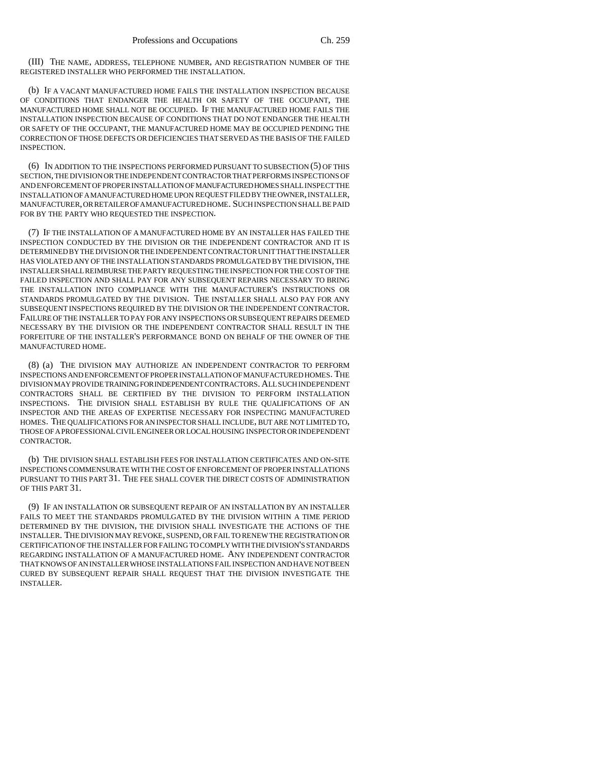(III) THE NAME, ADDRESS, TELEPHONE NUMBER, AND REGISTRATION NUMBER OF THE REGISTERED INSTALLER WHO PERFORMED THE INSTALLATION.

(b) IF A VACANT MANUFACTURED HOME FAILS THE INSTALLATION INSPECTION BECAUSE OF CONDITIONS THAT ENDANGER THE HEALTH OR SAFETY OF THE OCCUPANT, THE MANUFACTURED HOME SHALL NOT BE OCCUPIED. IF THE MANUFACTURED HOME FAILS THE INSTALLATION INSPECTION BECAUSE OF CONDITIONS THAT DO NOT ENDANGER THE HEALTH OR SAFETY OF THE OCCUPANT, THE MANUFACTURED HOME MAY BE OCCUPIED PENDING THE CORRECTION OF THOSE DEFECTS OR DEFICIENCIES THAT SERVED AS THE BASIS OF THE FAILED INSPECTION.

(6) IN ADDITION TO THE INSPECTIONS PERFORMED PURSUANT TO SUBSECTION (5) OF THIS SECTION, THE DIVISION OR THE INDEPENDENT CONTRACTOR THAT PERFORMS INSPECTIONS OF AND ENFORCEMENT OF PROPER INSTALLATION OF MANUFACTURED HOMES SHALL INSPECT THE INSTALLATION OF A MANUFACTURED HOME UPON REQUEST FILED BY THE OWNER, INSTALLER, MANUFACTURER, OR RETAILER OF A MANUFACTURED HOME. SUCH INSPECTION SHALL BE PAID FOR BY THE PARTY WHO REQUESTED THE INSPECTION.

(7) IF THE INSTALLATION OF A MANUFACTURED HOME BY AN INSTALLER HAS FAILED THE INSPECTION CONDUCTED BY THE DIVISION OR THE INDEPENDENT CONTRACTOR AND IT IS DETERMINED BY THE DIVISION OR THE INDEPENDENT CONTRACTOR UNIT THAT THE INSTALLER HAS VIOLATED ANY OF THE INSTALLATION STANDARDS PROMULGATED BY THE DIVISION, THE INSTALLER SHALL REIMBURSE THE PARTY REQUESTING THE INSPECTION FOR THE COST OF THE FAILED INSPECTION AND SHALL PAY FOR ANY SUBSEQUENT REPAIRS NECESSARY TO BRING THE INSTALLATION INTO COMPLIANCE WITH THE MANUFACTURER'S INSTRUCTIONS OR STANDARDS PROMULGATED BY THE DIVISION. THE INSTALLER SHALL ALSO PAY FOR ANY SUBSEQUENT INSPECTIONS REQUIRED BY THE DIVISION OR THE INDEPENDENT CONTRACTOR. FAILURE OF THE INSTALLER TO PAY FOR ANY INSPECTIONS OR SUBSEQUENT REPAIRS DEEMED NECESSARY BY THE DIVISION OR THE INDEPENDENT CONTRACTOR SHALL RESULT IN THE FORFEITURE OF THE INSTALLER'S PERFORMANCE BOND ON BEHALF OF THE OWNER OF THE MANUFACTURED HOME.

(8) (a) THE DIVISION MAY AUTHORIZE AN INDEPENDENT CONTRACTOR TO PERFORM INSPECTIONS AND ENFORCEMENT OF PROPER INSTALLATION OF MANUFACTURED HOMES. THE DIVISION MAY PROVIDE TRAINING FOR INDEPENDENT CONTRACTORS. ALL SUCH INDEPENDENT CONTRACTORS SHALL BE CERTIFIED BY THE DIVISION TO PERFORM INSTALLATION INSPECTIONS. THE DIVISION SHALL ESTABLISH BY RULE THE QUALIFICATIONS OF AN INSPECTOR AND THE AREAS OF EXPERTISE NECESSARY FOR INSPECTING MANUFACTURED HOMES. THE QUALIFICATIONS FOR AN INSPECTOR SHALL INCLUDE, BUT ARE NOT LIMITED TO, THOSE OF A PROFESSIONAL CIVIL ENGINEER OR LOCAL HOUSING INSPECTOR OR INDEPENDENT CONTRACTOR.

(b) THE DIVISION SHALL ESTABLISH FEES FOR INSTALLATION CERTIFICATES AND ON-SITE INSPECTIONS COMMENSURATE WITH THE COST OF ENFORCEMENT OF PROPER INSTALLATIONS PURSUANT TO THIS PART 31. THE FEE SHALL COVER THE DIRECT COSTS OF ADMINISTRATION OF THIS PART 31.

(9) IF AN INSTALLATION OR SUBSEQUENT REPAIR OF AN INSTALLATION BY AN INSTALLER FAILS TO MEET THE STANDARDS PROMULGATED BY THE DIVISION WITHIN A TIME PERIOD DETERMINED BY THE DIVISION, THE DIVISION SHALL INVESTIGATE THE ACTIONS OF THE INSTALLER. THE DIVISION MAY REVOKE, SUSPEND, OR FAIL TO RENEW THE REGISTRATION OR CERTIFICATION OF THE INSTALLER FOR FAILING TO COMPLY WITH THE DIVISION'S STANDARDS REGARDING INSTALLATION OF A MANUFACTURED HOME. ANY INDEPENDENT CONTRACTOR THAT KNOWS OF AN INSTALLER WHOSE INSTALLATIONS FAIL INSPECTION AND HAVE NOT BEEN CURED BY SUBSEQUENT REPAIR SHALL REQUEST THAT THE DIVISION INVESTIGATE THE INSTALLER.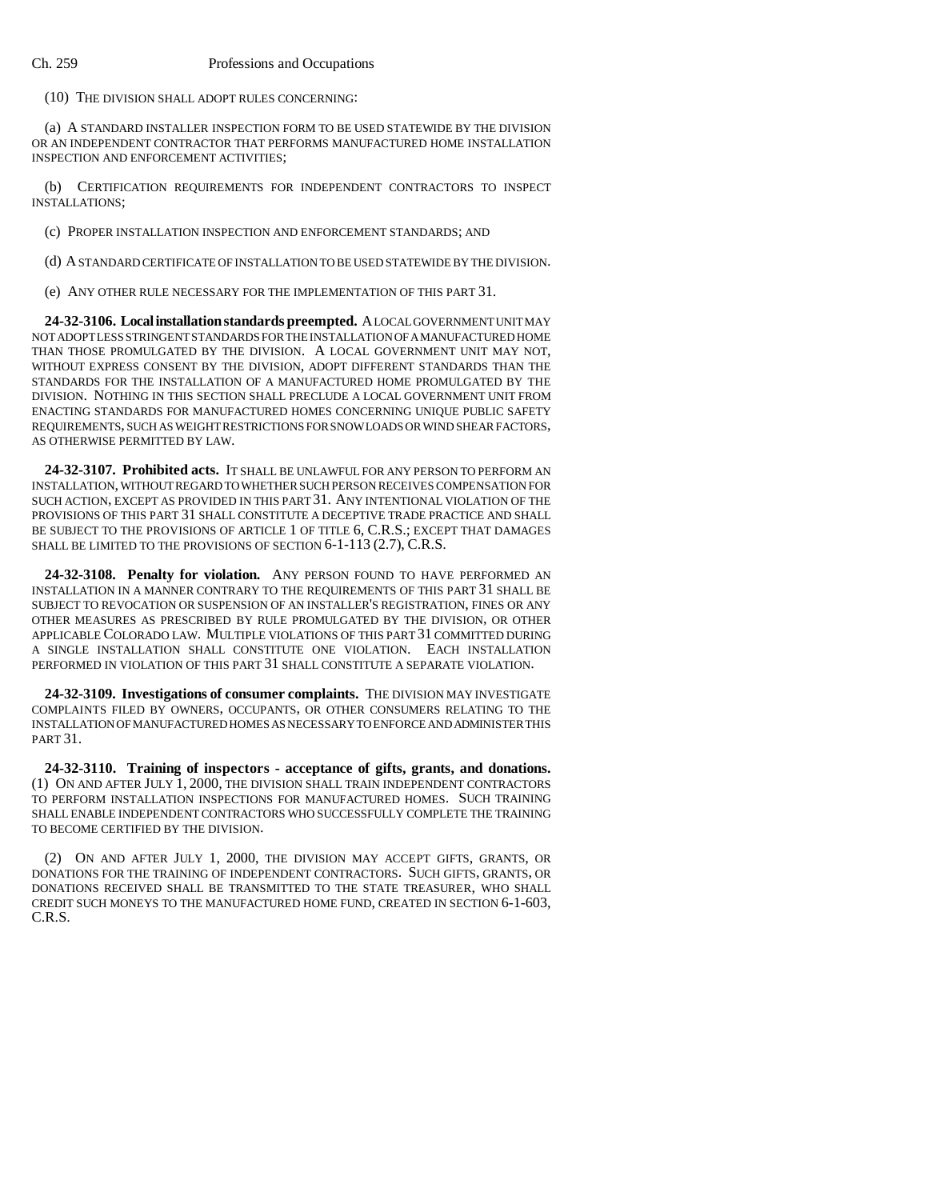(10) THE DIVISION SHALL ADOPT RULES CONCERNING:

(a) A STANDARD INSTALLER INSPECTION FORM TO BE USED STATEWIDE BY THE DIVISION OR AN INDEPENDENT CONTRACTOR THAT PERFORMS MANUFACTURED HOME INSTALLATION INSPECTION AND ENFORCEMENT ACTIVITIES;

(b) CERTIFICATION REQUIREMENTS FOR INDEPENDENT CONTRACTORS TO INSPECT INSTALLATIONS;

(c) PROPER INSTALLATION INSPECTION AND ENFORCEMENT STANDARDS; AND

(d) A STANDARD CERTIFICATE OF INSTALLATION TO BE USED STATEWIDE BY THE DIVISION.

(e) ANY OTHER RULE NECESSARY FOR THE IMPLEMENTATION OF THIS PART 31.

**24-32-3106. Local installation standards preempted.** A LOCAL GOVERNMENT UNIT MAY NOT ADOPT LESS STRINGENT STANDARDS FOR THE INSTALLATION OF A MANUFACTURED HOME THAN THOSE PROMULGATED BY THE DIVISION. A LOCAL GOVERNMENT UNIT MAY NOT, WITHOUT EXPRESS CONSENT BY THE DIVISION, ADOPT DIFFERENT STANDARDS THAN THE STANDARDS FOR THE INSTALLATION OF A MANUFACTURED HOME PROMULGATED BY THE DIVISION. NOTHING IN THIS SECTION SHALL PRECLUDE A LOCAL GOVERNMENT UNIT FROM ENACTING STANDARDS FOR MANUFACTURED HOMES CONCERNING UNIQUE PUBLIC SAFETY REQUIREMENTS, SUCH AS WEIGHT RESTRICTIONS FOR SNOW LOADS OR WIND SHEAR FACTORS, AS OTHERWISE PERMITTED BY LAW.

**24-32-3107. Prohibited acts.** IT SHALL BE UNLAWFUL FOR ANY PERSON TO PERFORM AN INSTALLATION, WITHOUT REGARD TO WHETHER SUCH PERSON RECEIVES COMPENSATION FOR SUCH ACTION, EXCEPT AS PROVIDED IN THIS PART 31. ANY INTENTIONAL VIOLATION OF THE PROVISIONS OF THIS PART 31 SHALL CONSTITUTE A DECEPTIVE TRADE PRACTICE AND SHALL BE SUBJECT TO THE PROVISIONS OF ARTICLE 1 OF TITLE 6, C.R.S.; EXCEPT THAT DAMAGES SHALL BE LIMITED TO THE PROVISIONS OF SECTION 6-1-113 (2.7), C.R.S.

**24-32-3108. Penalty for violation.** ANY PERSON FOUND TO HAVE PERFORMED AN INSTALLATION IN A MANNER CONTRARY TO THE REQUIREMENTS OF THIS PART 31 SHALL BE SUBJECT TO REVOCATION OR SUSPENSION OF AN INSTALLER'S REGISTRATION, FINES OR ANY OTHER MEASURES AS PRESCRIBED BY RULE PROMULGATED BY THE DIVISION, OR OTHER APPLICABLE COLORADO LAW. MULTIPLE VIOLATIONS OF THIS PART 31 COMMITTED DURING A SINGLE INSTALLATION SHALL CONSTITUTE ONE VIOLATION. EACH INSTALLATION PERFORMED IN VIOLATION OF THIS PART 31 SHALL CONSTITUTE A SEPARATE VIOLATION.

**24-32-3109. Investigations of consumer complaints.** THE DIVISION MAY INVESTIGATE COMPLAINTS FILED BY OWNERS, OCCUPANTS, OR OTHER CONSUMERS RELATING TO THE INSTALLATION OF MANUFACTURED HOMES AS NECESSARY TO ENFORCE AND ADMINISTER THIS PART 31.

**24-32-3110. Training of inspectors - acceptance of gifts, grants, and donations.** (1) ON AND AFTER JULY 1, 2000, THE DIVISION SHALL TRAIN INDEPENDENT CONTRACTORS TO PERFORM INSTALLATION INSPECTIONS FOR MANUFACTURED HOMES. SUCH TRAINING SHALL ENABLE INDEPENDENT CONTRACTORS WHO SUCCESSFULLY COMPLETE THE TRAINING TO BECOME CERTIFIED BY THE DIVISION.

(2) ON AND AFTER JULY 1, 2000, THE DIVISION MAY ACCEPT GIFTS, GRANTS, OR DONATIONS FOR THE TRAINING OF INDEPENDENT CONTRACTORS. SUCH GIFTS, GRANTS, OR DONATIONS RECEIVED SHALL BE TRANSMITTED TO THE STATE TREASURER, WHO SHALL CREDIT SUCH MONEYS TO THE MANUFACTURED HOME FUND, CREATED IN SECTION 6-1-603, C.R.S.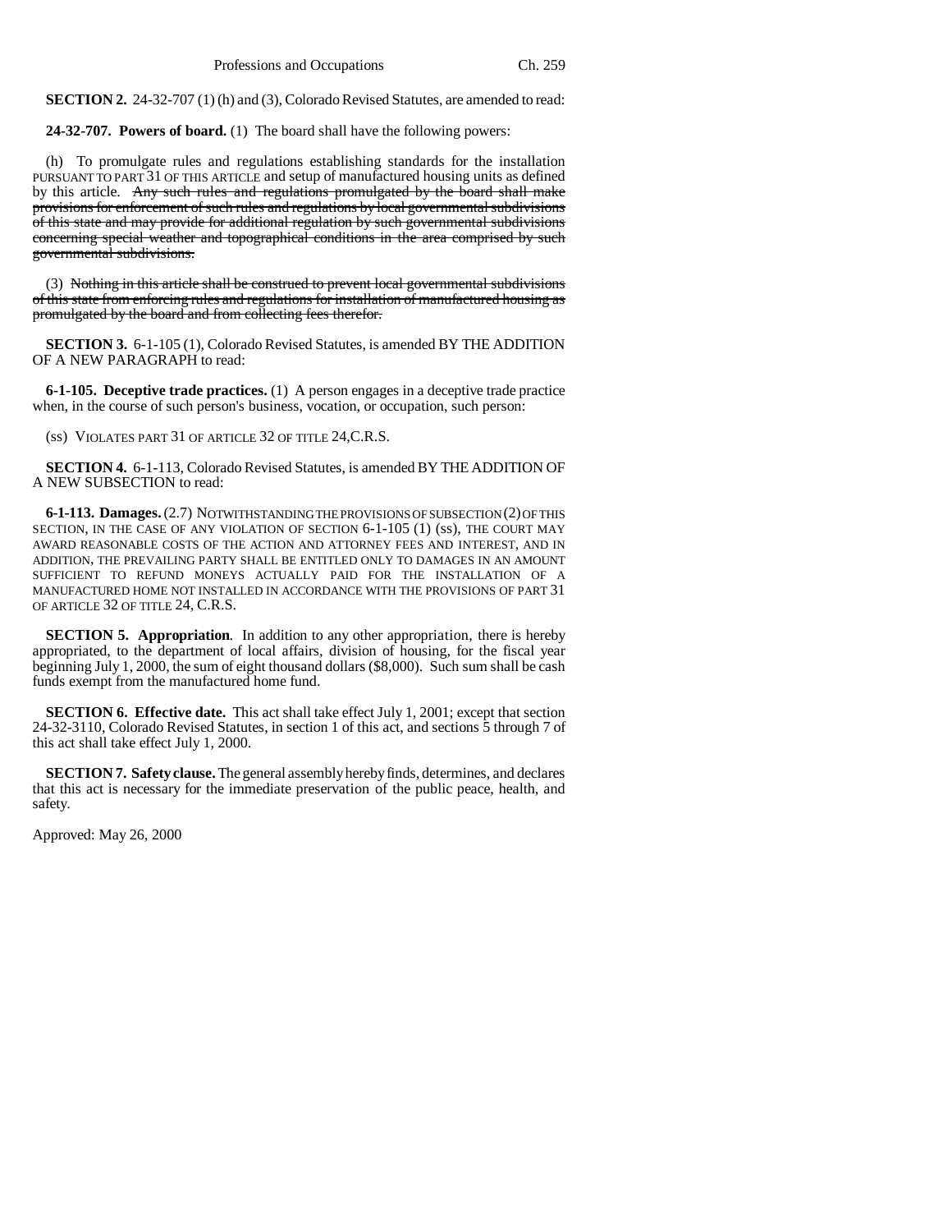**SECTION 2.** 24-32-707 (1) (h) and (3), Colorado Revised Statutes, are amended to read:

**24-32-707. Powers of board.** (1) The board shall have the following powers:

(h) To promulgate rules and regulations establishing standards for the installation PURSUANT TO PART 31 OF THIS ARTICLE and setup of manufactured housing units as defined by this article. ~~Any such rules and regulations promulgated by the board shall make provisions for enforcement of such rules and regulations by local governmental subdivisions of this state and may provide for additional regulation by such governmental subdivisions concerning special weather and topographical conditions in the area comprised by such governmental subdivisions.~~

(3) ~~Nothing in this article shall be construed to prevent local governmental subdivisions of this state from enforcing rules and regulations for installation of manufactured housing as promulgated by the board and from collecting fees therefor.~~

**SECTION 3.** 6-1-105 (1), Colorado Revised Statutes, is amended BY THE ADDITION OF A NEW PARAGRAPH to read:

**6-1-105. Deceptive trade practices.** (1) A person engages in a deceptive trade practice when, in the course of such person's business, vocation, or occupation, such person:

(ss) VIOLATES PART 31 OF ARTICLE 32 OF TITLE 24, C.R.S.

**SECTION 4.** 6-1-113, Colorado Revised Statutes, is amended BY THE ADDITION OF A NEW SUBSECTION to read:

**6-1-113. Damages.** (2.7) NOTWITHSTANDING THE PROVISIONS OF SUBSECTION (2) OF THIS SECTION, IN THE CASE OF ANY VIOLATION OF SECTION 6-1-105 (1) (ss), THE COURT MAY AWARD REASONABLE COSTS OF THE ACTION AND ATTORNEY FEES AND INTEREST, AND IN ADDITION, THE PREVAILING PARTY SHALL BE ENTITLED ONLY TO DAMAGES IN AN AMOUNT SUFFICIENT TO REFUND MONEYS ACTUALLY PAID FOR THE INSTALLATION OF A MANUFACTURED HOME NOT INSTALLED IN ACCORDANCE WITH THE PROVISIONS OF PART 31 OF ARTICLE 32 OF TITLE 24, C.R.S.

**SECTION 5. Appropriation**. In addition to any other appropriation, there is hereby appropriated, to the department of local affairs, division of housing, for the fiscal year beginning July 1, 2000, the sum of eight thousand dollars ($8,000). Such sum shall be cash funds exempt from the manufactured home fund.

**SECTION 6. Effective date.** This act shall take effect July 1, 2001; except that section 24-32-3110, Colorado Revised Statutes, in section 1 of this act, and sections 5 through 7 of this act shall take effect July 1, 2000.

**SECTION 7. Safety clause.** The general assembly hereby finds, determines, and declares that this act is necessary for the immediate preservation of the public peace, health, and safety.

Approved: May 26, 2000